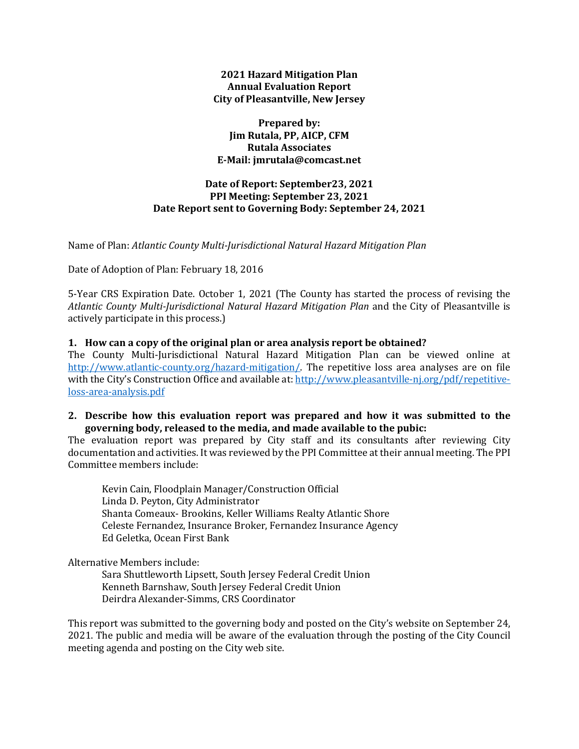**2021 Hazard Mitigation Plan**
**Annual Evaluation Report**
**City of Pleasantville, New Jersey**

**Prepared by:**
**Jim Rutala, PP, AICP, CFM**
**Rutala Associates**
**E-Mail: jmrutala@comcast.net**

**Date of Report: September23, 2021**
**PPI Meeting: September 23, 2021**
**Date Report sent to Governing Body: September 24, 2021**

Name of Plan: *Atlantic County Multi-Jurisdictional Natural Hazard Mitigation Plan*

Date of Adoption of Plan: February 18, 2016

5-Year CRS Expiration Date. October 1, 2021 (The County has started the process of revising the *Atlantic County Multi-Jurisdictional Natural Hazard Mitigation Plan* and the City of Pleasantville is actively participate in this process.)

**1. How can a copy of the original plan or area analysis report be obtained?**

The County Multi-Jurisdictional Natural Hazard Mitigation Plan can be viewed online at [http://www.atlantic-county.org/hazard-mitigation/](http://www.atlantic-county.org/hazard-mitigation/). The repetitive loss area analyses are on file with the City's Construction Office and available at: [http://www.pleasantville-nj.org/pdf/repetitive-loss-area-analysis.pdf](http://www.pleasantville-nj.org/pdf/repetitive-loss-area-analysis.pdf)

**2. Describe how this evaluation report was prepared and how it was submitted to the governing body, released to the media, and made available to the pubic:**

The evaluation report was prepared by City staff and its consultants after reviewing City documentation and activities. It was reviewed by the PPI Committee at their annual meeting. The PPI Committee members include:

Kevin Cain, Floodplain Manager/Construction Official
Linda D. Peyton, City Administrator
Shanta Comeaux- Brookins, Keller Williams Realty Atlantic Shore
Celeste Fernandez, Insurance Broker, Fernandez Insurance Agency
Ed Geletka, Ocean First Bank

Alternative Members include:

Sara Shuttleworth Lipsett, South Jersey Federal Credit Union
Kenneth Barnshaw, South Jersey Federal Credit Union
Deirdra Alexander-Simms, CRS Coordinator

This report was submitted to the governing body and posted on the City's website on September 24, 2021. The public and media will be aware of the evaluation through the posting of the City Council meeting agenda and posting on the City web site.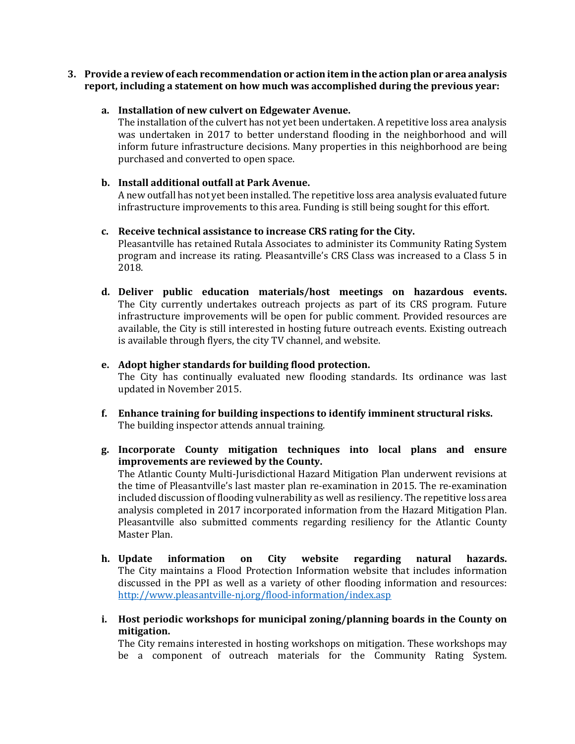3. **Provide a review of each recommendation or action item in the action plan or area analysis report, including a statement on how much was accomplished during the previous year:**

   a. **Installation of new culvert on Edgewater Avenue.**
   The installation of the culvert has not yet been undertaken. A repetitive loss area analysis was undertaken in 2017 to better understand flooding in the neighborhood and will inform future infrastructure decisions. Many properties in this neighborhood are being purchased and converted to open space.

   b. **Install additional outfall at Park Avenue.**
   A new outfall has not yet been installed. The repetitive loss area analysis evaluated future infrastructure improvements to this area. Funding is still being sought for this effort.

   c. **Receive technical assistance to increase CRS rating for the City.**
   Pleasantville has retained Rutala Associates to administer its Community Rating System program and increase its rating. Pleasantville's CRS Class was increased to a Class 5 in 2018.

   d. **Deliver public education materials/host meetings on hazardous events.**
   The City currently undertakes outreach projects as part of its CRS program. Future infrastructure improvements will be open for public comment. Provided resources are available, the City is still interested in hosting future outreach events. Existing outreach is available through flyers, the city TV channel, and website.

   e. **Adopt higher standards for building flood protection.**
   The City has continually evaluated new flooding standards. Its ordinance was last updated in November 2015.

   f. **Enhance training for building inspections to identify imminent structural risks.**
   The building inspector attends annual training.

   g. **Incorporate County mitigation techniques into local plans and ensure improvements are reviewed by the County.**
   The Atlantic County Multi-Jurisdictional Hazard Mitigation Plan underwent revisions at the time of Pleasantville's last master plan re-examination in 2015. The re-examination included discussion of flooding vulnerability as well as resiliency. The repetitive loss area analysis completed in 2017 incorporated information from the Hazard Mitigation Plan. Pleasantville also submitted comments regarding resiliency for the Atlantic County Master Plan.

   h. **Update information on City website regarding natural hazards.**
   The City maintains a Flood Protection Information website that includes information discussed in the PPI as well as a variety of other flooding information and resources: [http://www.pleasantville-nj.org/flood-information/index.asp](http://www.pleasantville-nj.org/flood-information/index.asp)

   i. **Host periodic workshops for municipal zoning/planning boards in the County on mitigation.**
   The City remains interested in hosting workshops on mitigation. These workshops may be a component of outreach materials for the Community Rating System.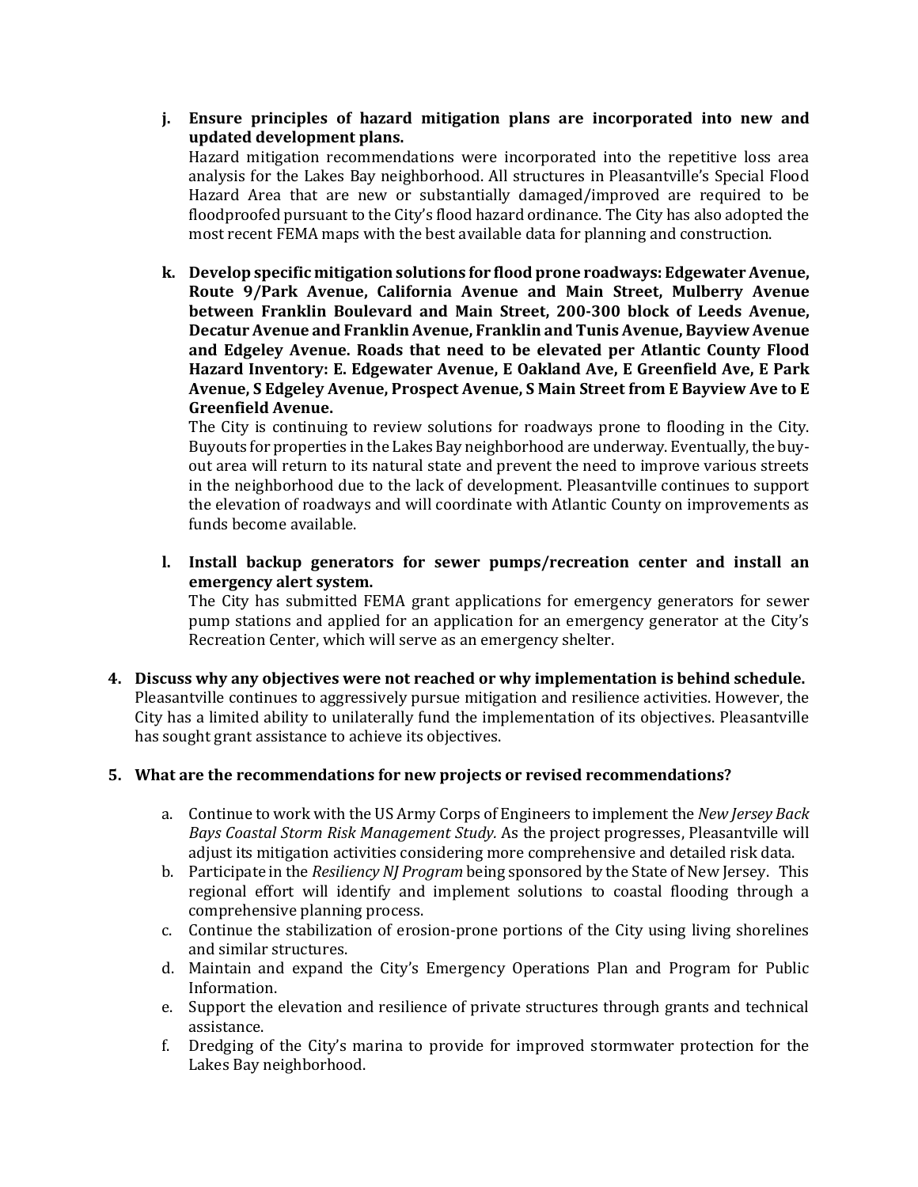j. **Ensure principles of hazard mitigation plans are incorporated into new and updated development plans.**
   Hazard mitigation recommendations were incorporated into the repetitive loss area analysis for the Lakes Bay neighborhood. All structures in Pleasantville's Special Flood Hazard Area that are new or substantially damaged/improved are required to be floodproofed pursuant to the City's flood hazard ordinance. The City has also adopted the most recent FEMA maps with the best available data for planning and construction.

k. **Develop specific mitigation solutions for flood prone roadways: Edgewater Avenue, Route 9/Park Avenue, California Avenue and Main Street, Mulberry Avenue between Franklin Boulevard and Main Street, 200-300 block of Leeds Avenue, Decatur Avenue and Franklin Avenue, Franklin and Tunis Avenue, Bayview Avenue and Edgeley Avenue. Roads that need to be elevated per Atlantic County Flood Hazard Inventory: E. Edgewater Avenue, E Oakland Ave, E Greenfield Ave, E Park Avenue, S Edgeley Avenue, Prospect Avenue, S Main Street from E Bayview Ave to E Greenfield Avenue.**
   The City is continuing to review solutions for roadways prone to flooding in the City. Buyouts for properties in the Lakes Bay neighborhood are underway. Eventually, the buy-out area will return to its natural state and prevent the need to improve various streets in the neighborhood due to the lack of development. Pleasantville continues to support the elevation of roadways and will coordinate with Atlantic County on improvements as funds become available.

l. **Install backup generators for sewer pumps/recreation center and install an emergency alert system.**
   The City has submitted FEMA grant applications for emergency generators for sewer pump stations and applied for an application for an emergency generator at the City's Recreation Center, which will serve as an emergency shelter.

**4. Discuss why any objectives were not reached or why implementation is behind schedule.**
Pleasantville continues to aggressively pursue mitigation and resilience activities. However, the City has a limited ability to unilaterally fund the implementation of its objectives. Pleasantville has sought grant assistance to achieve its objectives.

**5. What are the recommendations for new projects or revised recommendations?**

a. Continue to work with the US Army Corps of Engineers to implement the *New Jersey Back Bays Coastal Storm Risk Management Study.* As the project progresses, Pleasantville will adjust its mitigation activities considering more comprehensive and detailed risk data.
b. Participate in the *Resiliency NJ Program* being sponsored by the State of New Jersey. This regional effort will identify and implement solutions to coastal flooding through a comprehensive planning process.
c. Continue the stabilization of erosion-prone portions of the City using living shorelines and similar structures.
d. Maintain and expand the City's Emergency Operations Plan and Program for Public Information.
e. Support the elevation and resilience of private structures through grants and technical assistance.
f. Dredging of the City's marina to provide for improved stormwater protection for the Lakes Bay neighborhood.